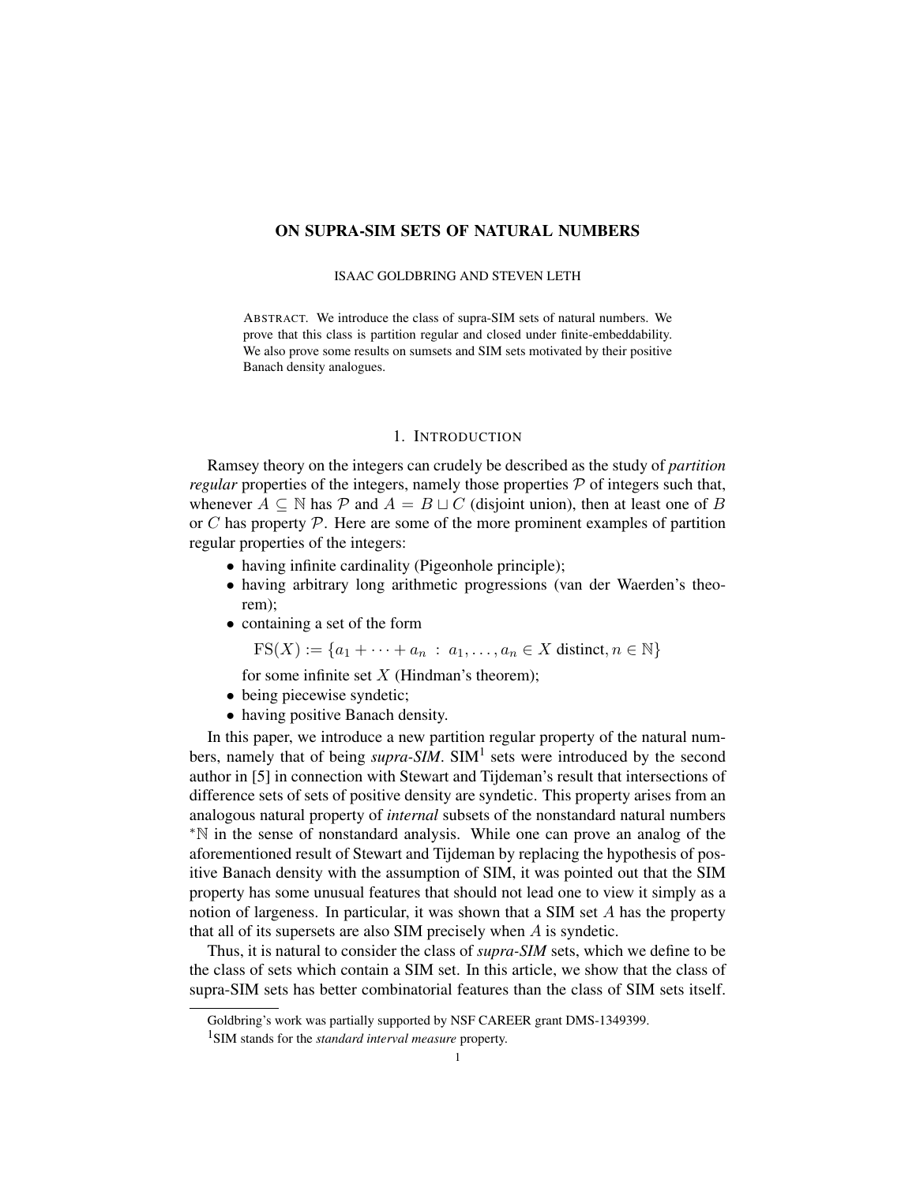# ON SUPRA-SIM SETS OF NATURAL NUMBERS

ISAAC GOLDBRING AND STEVEN LETH

ABSTRACT. We introduce the class of supra-SIM sets of natural numbers. We prove that this class is partition regular and closed under finite-embeddability. We also prove some results on sumsets and SIM sets motivated by their positive Banach density analogues.

## 1. INTRODUCTION

Ramsey theory on the integers can crudely be described as the study of *partition regular* properties of the integers, namely those properties $\mathcal{P}$ of integers such that, whenever $A \subseteq \mathbb{N}$ has $\mathcal{P}$ and $A = B \sqcup C$ (disjoint union), then at least one of $B$ or $C$ has property $\mathcal{P}$. Here are some of the more prominent examples of partition regular properties of the integers:

- having infinite cardinality (Pigeonhole principle);
- having arbitrary long arithmetic progressions (van der Waerden's theorem);
- containing a set of the form

  $$\mathrm{FS}(X) := \{a_1 + \cdots + a_n \ : \ a_1, \ldots, a_n \in X \text{ distinct}, n \in \mathbb{N}\}$$

  for some infinite set $X$ (Hindman's theorem);
- being piecewise syndetic;
- having positive Banach density.

In this paper, we introduce a new partition regular property of the natural numbers, namely that of being *supra-SIM*. SIM[1] sets were introduced by the second author in [5] in connection with Stewart and Tijdeman's result that intersections of difference sets of sets of positive density are syndetic. This property arises from an analogous natural property of *internal* subsets of the nonstandard natural numbers ${}^*\mathbb{N}$ in the sense of nonstandard analysis. While one can prove an analog of the aforementioned result of Stewart and Tijdeman by replacing the hypothesis of positive Banach density with the assumption of SIM, it was pointed out that the SIM property has some unusual features that should not lead one to view it simply as a notion of largeness. In particular, it was shown that a SIM set $A$ has the property that all of its supersets are also SIM precisely when $A$ is syndetic.

Thus, it is natural to consider the class of *supra-SIM* sets, which we define to be the class of sets which contain a SIM set. In this article, we show that the class of supra-SIM sets has better combinatorial features than the class of SIM sets itself.

Goldbring's work was partially supported by NSF CAREER grant DMS-1349399.

[1] SIM stands for the *standard interval measure* property.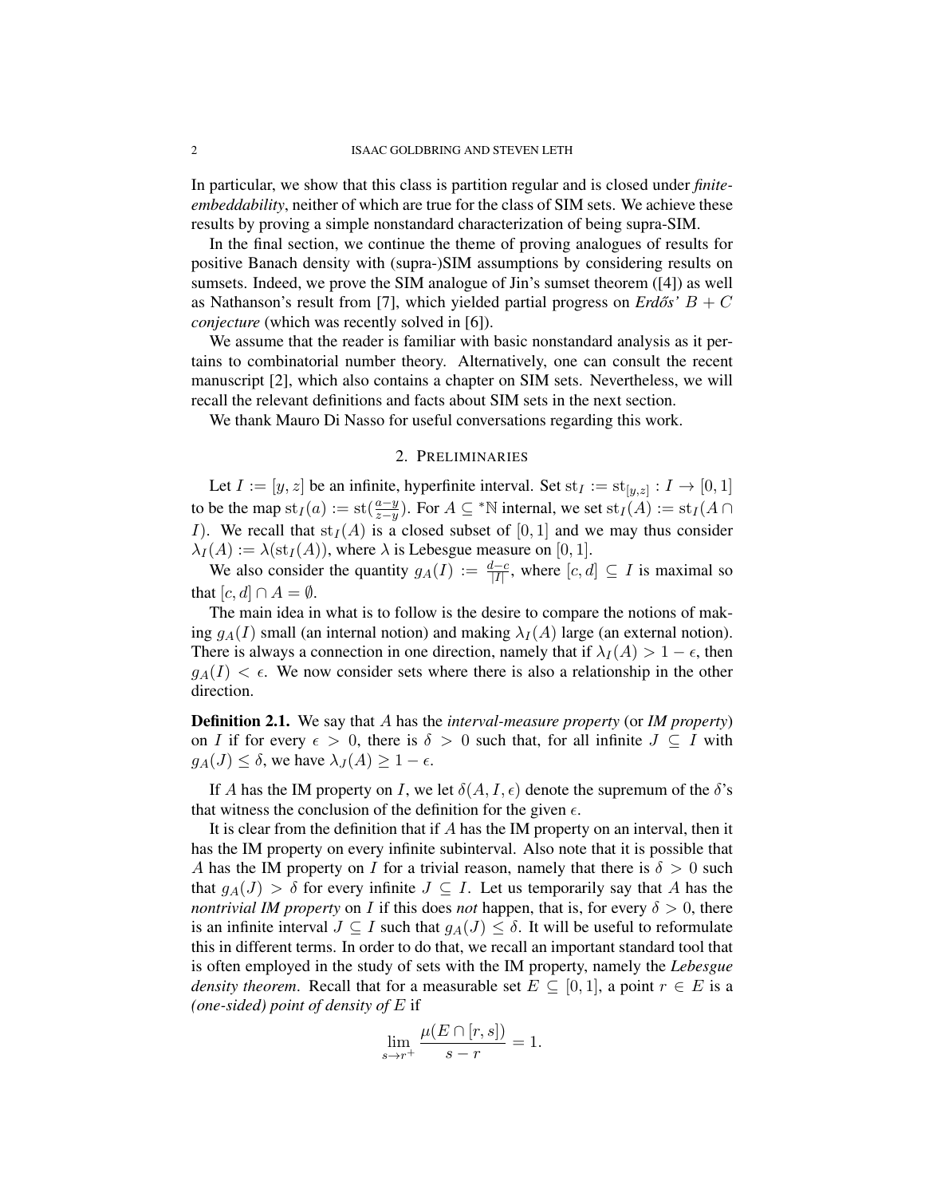In particular, we show that this class is partition regular and is closed under *finite-embeddability*, neither of which are true for the class of SIM sets. We achieve these results by proving a simple nonstandard characterization of being supra-SIM.

In the final section, we continue the theme of proving analogues of results for positive Banach density with (supra-)SIM assumptions by considering results on sumsets. Indeed, we prove the SIM analogue of Jin's sumset theorem ([4]) as well as Nathanson's result from [7], which yielded partial progress on *Erdős' $B + C$ conjecture* (which was recently solved in [6]).

We assume that the reader is familiar with basic nonstandard analysis as it pertains to combinatorial number theory. Alternatively, one can consult the recent manuscript [2], which also contains a chapter on SIM sets. Nevertheless, we will recall the relevant definitions and facts about SIM sets in the next section.

We thank Mauro Di Nasso for useful conversations regarding this work.

## 2. Preliminaries

Let $I := [y, z]$ be an infinite, hyperfinite interval. Set $\mathrm{st}_I := \mathrm{st}_{[y,z]} : I \to [0, 1]$ to be the map $\mathrm{st}_I(a) := \mathrm{st}(\frac{a-y}{z-y})$. For $A \subseteq {}^*\mathbb{N}$ internal, we set $\mathrm{st}_I(A) := \mathrm{st}_I(A \cap I)$. We recall that $\mathrm{st}_I(A)$ is a closed subset of $[0, 1]$ and we may thus consider $\lambda_I(A) := \lambda(\mathrm{st}_I(A))$, where $\lambda$ is Lebesgue measure on $[0, 1]$.

We also consider the quantity $g_A(I) := \frac{d-c}{|I|}$, where $[c, d] \subseteq I$ is maximal so that $[c, d] \cap A = \emptyset$.

The main idea in what is to follow is the desire to compare the notions of making $g_A(I)$ small (an internal notion) and making $\lambda_I(A)$ large (an external notion). There is always a connection in one direction, namely that if $\lambda_I(A) > 1 - \epsilon$, then $g_A(I) < \epsilon$. We now consider sets where there is also a relationship in the other direction.

**Definition 2.1.** We say that $A$ has the *interval-measure property* (or *IM property*) on $I$ if for every $\epsilon > 0$, there is $\delta > 0$ such that, for all infinite $J \subseteq I$ with $g_A(J) \leq \delta$, we have $\lambda_J(A) \geq 1 - \epsilon$.

If $A$ has the IM property on $I$, we let $\delta(A, I, \epsilon)$ denote the supremum of the $\delta$'s that witness the conclusion of the definition for the given $\epsilon$.

It is clear from the definition that if $A$ has the IM property on an interval, then it has the IM property on every infinite subinterval. Also note that it is possible that $A$ has the IM property on $I$ for a trivial reason, namely that there is $\delta > 0$ such that $g_A(J) > \delta$ for every infinite $J \subseteq I$. Let us temporarily say that $A$ has the *nontrivial IM property* on $I$ if this does *not* happen, that is, for every $\delta > 0$, there is an infinite interval $J \subseteq I$ such that $g_A(J) \leq \delta$. It will be useful to reformulate this in different terms. In order to do that, we recall an important standard tool that is often employed in the study of sets with the IM property, namely the *Lebesgue density theorem*. Recall that for a measurable set $E \subseteq [0, 1]$, a point $r \in E$ is a *(one-sided) point of density of $E$* if

$$\lim_{s \to r^+} \frac{\mu(E \cap [r, s])}{s - r} = 1.$$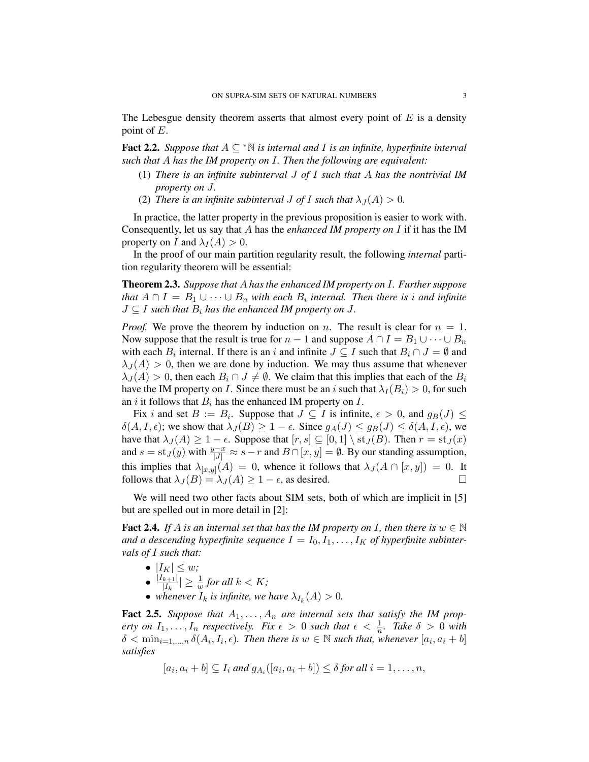The Lebesgue density theorem asserts that almost every point of $E$ is a density point of $E$.

**Fact 2.2.** *Suppose that $A \subseteq {}^*\mathbb{N}$ is internal and $I$ is an infinite, hyperfinite interval such that $A$ has the IM property on $I$. Then the following are equivalent:*

1. *There is an infinite subinterval $J$ of $I$ such that $A$ has the nontrivial IM property on $J$.*
2. *There is an infinite subinterval $J$ of $I$ such that $\lambda_J(A) > 0$.*

In practice, the latter property in the previous proposition is easier to work with. Consequently, let us say that $A$ has the *enhanced IM property on $I$* if it has the IM property on $I$ and $\lambda_I(A) > 0$.

In the proof of our main partition regularity result, the following *internal* partition regularity theorem will be essential:

**Theorem 2.3.** *Suppose that $A$ has the enhanced IM property on $I$. Further suppose that $A \cap I = B_1 \cup \cdots \cup B_n$ with each $B_i$ internal. Then there is $i$ and infinite $J \subseteq I$ such that $B_i$ has the enhanced IM property on $J$.*

*Proof.* We prove the theorem by induction on $n$. The result is clear for $n = 1$. Now suppose that the result is true for $n-1$ and suppose $A \cap I = B_1 \cup \cdots \cup B_n$ with each $B_i$ internal. If there is an $i$ and infinite $J \subseteq I$ such that $B_i \cap J = \emptyset$ and $\lambda_J(A) > 0$, then we are done by induction. We may thus assume that whenever $\lambda_J(A) > 0$, then each $B_i \cap J \neq \emptyset$. We claim that this implies that each of the $B_i$ have the IM property on $I$. Since there must be an $i$ such that $\lambda_I(B_i) > 0$, for such an $i$ it follows that $B_i$ has the enhanced IM property on $I$.

Fix $i$ and set $B := B_i$. Suppose that $J \subseteq I$ is infinite, $\epsilon > 0$, and $g_B(J) \leq \delta(A, I, \epsilon)$; we show that $\lambda_J(B) \geq 1 - \epsilon$. Since $g_A(J) \leq g_B(J) \leq \delta(A, I, \epsilon)$, we have that $\lambda_J(A) \geq 1 - \epsilon$. Suppose that $[r, s] \subseteq [0,1] \setminus \operatorname{st}_J(B)$. Then $r = \operatorname{st}_J(x)$ and $s = \operatorname{st}_J(y)$ with $\frac{y-x}{|J|} \approx s - r$ and $B \cap [x, y] = \emptyset$. By our standing assumption, this implies that $\lambda_{[x,y]}(A) = 0$, whence it follows that $\lambda_J(A \cap [x, y]) = 0$. It follows that $\lambda_J(B) = \lambda_J(A) \geq 1 - \epsilon$, as desired. $\square$

We will need two other facts about SIM sets, both of which are implicit in [5] but are spelled out in more detail in [2]:

**Fact 2.4.** *If $A$ is an internal set that has the IM property on $I$, then there is $w \in \mathbb{N}$ and a descending hyperfinite sequence $I = I_0, I_1, \ldots, I_K$ of hyperfinite subintervals of $I$ such that:*

- *$|I_K| \leq w$;*
- *$\frac{|I_{k+1}|}{|I_k|} \geq \frac{1}{w}$ for all $k < K$;*
- *whenever $I_k$ is infinite, we have $\lambda_{I_k}(A) > 0$.*

**Fact 2.5.** *Suppose that $A_1, \ldots, A_n$ are internal sets that satisfy the IM property on $I_1, \ldots, I_n$ respectively. Fix $\epsilon > 0$ such that $\epsilon < \frac{1}{n}$. Take $\delta > 0$ with $\delta < \min_{i=1,\ldots,n} \delta(A_i, I_i, \epsilon)$. Then there is $w \in \mathbb{N}$ such that, whenever $[a_i, a_i + b]$ satisfies*

$$[a_i, a_i + b] \subseteq I_i \text{ and } g_{A_i}([a_i, a_i + b]) \leq \delta \text{ for all } i = 1, \ldots, n,$$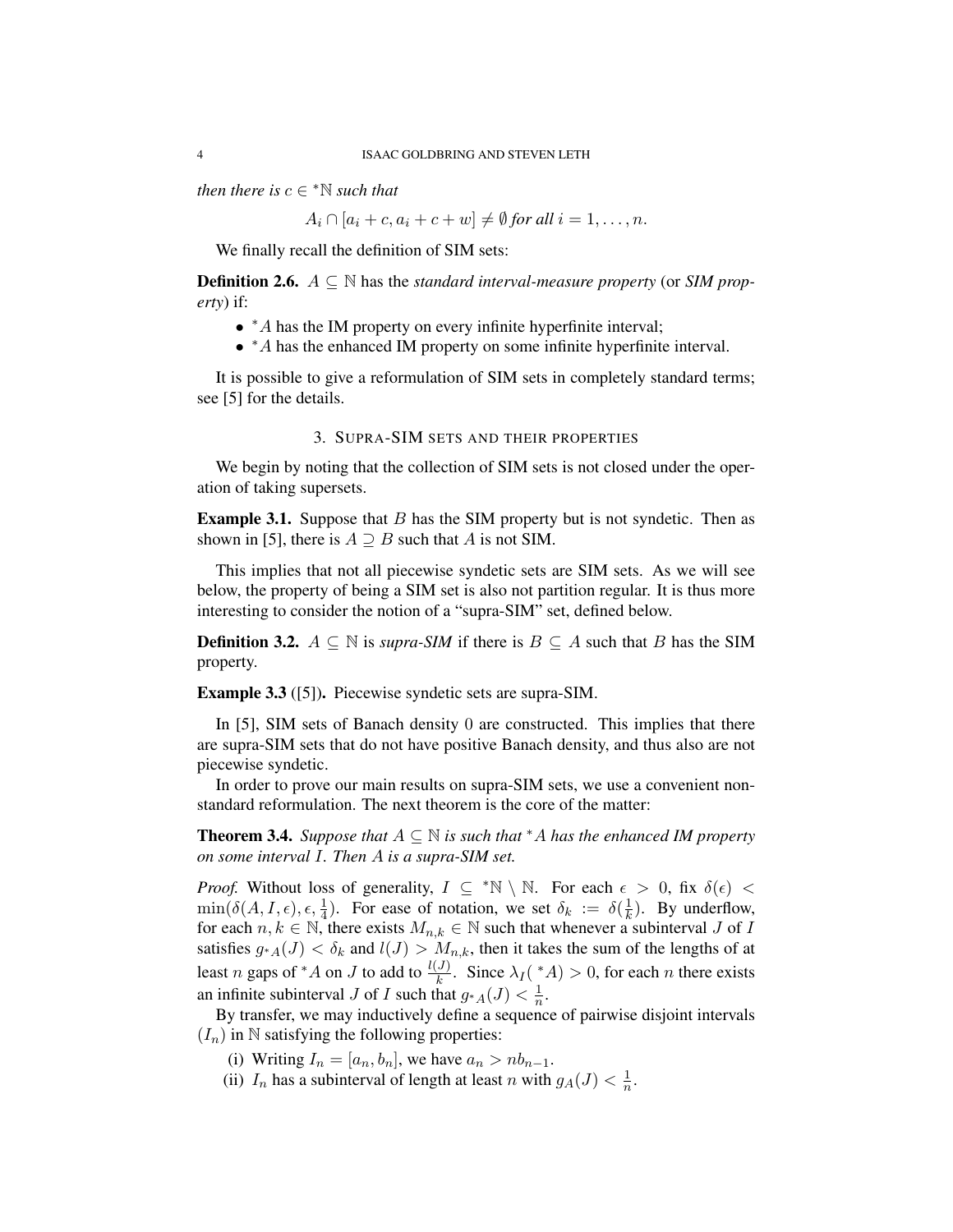*then there is $c \in {}^*\mathbb{N}$ such that*

$$A_i \cap [a_i + c, a_i + c + w] \neq \emptyset \text{ for all } i = 1, \ldots, n.$$

We finally recall the definition of SIM sets:

**Definition 2.6.** $A \subseteq \mathbb{N}$ has the *standard interval-measure property* (or *SIM property*) if:

- ${}^*A$ has the IM property on every infinite hyperfinite interval;
- ${}^*A$ has the enhanced IM property on some infinite hyperfinite interval.

It is possible to give a reformulation of SIM sets in completely standard terms; see [5] for the details.

## 3. Supra-SIM sets and their properties

We begin by noting that the collection of SIM sets is not closed under the operation of taking supersets.

**Example 3.1.** Suppose that $B$ has the SIM property but is not syndetic. Then as shown in [5], there is $A \supseteq B$ such that $A$ is not SIM.

This implies that not all piecewise syndetic sets are SIM sets. As we will see below, the property of being a SIM set is also not partition regular. It is thus more interesting to consider the notion of a "supra-SIM" set, defined below.

**Definition 3.2.** $A \subseteq \mathbb{N}$ is *supra-SIM* if there is $B \subseteq A$ such that $B$ has the SIM property.

**Example 3.3** ([5])**.** Piecewise syndetic sets are supra-SIM.

In [5], SIM sets of Banach density 0 are constructed. This implies that there are supra-SIM sets that do not have positive Banach density, and thus also are not piecewise syndetic.

In order to prove our main results on supra-SIM sets, we use a convenient nonstandard reformulation. The next theorem is the core of the matter:

**Theorem 3.4.** *Suppose that $A \subseteq \mathbb{N}$ is such that ${}^*A$ has the enhanced IM property on some interval $I$. Then $A$ is a supra-SIM set.*

*Proof.* Without loss of generality, $I \subseteq {}^*\mathbb{N} \setminus \mathbb{N}$. For each $\epsilon > 0$, fix $\delta(\epsilon) < \min(\delta(A, I, \epsilon), \epsilon, \frac{1}{4})$. For ease of notation, we set $\delta_k := \delta(\frac{1}{k})$. By underflow, for each $n, k \in \mathbb{N}$, there exists $M_{n,k} \in \mathbb{N}$ such that whenever a subinterval $J$ of $I$ satisfies $g_{{}^*A}(J) < \delta_k$ and $l(J) > M_{n,k}$, then it takes the sum of the lengths of at least $n$ gaps of ${}^*A$ on $J$ to add to $\frac{l(J)}{k}$. Since $\lambda_I({}^*A) > 0$, for each $n$ there exists an infinite subinterval $J$ of $I$ such that $g_{{}^*A}(J) < \frac{1}{n}$.

By transfer, we may inductively define a sequence of pairwise disjoint intervals $(I_n)$ in $\mathbb{N}$ satisfying the following properties:

(i) Writing $I_n = [a_n, b_n]$, we have $a_n > nb_{n-1}$.

(ii) $I_n$ has a subinterval of length at least $n$ with $g_A(J) < \frac{1}{n}$.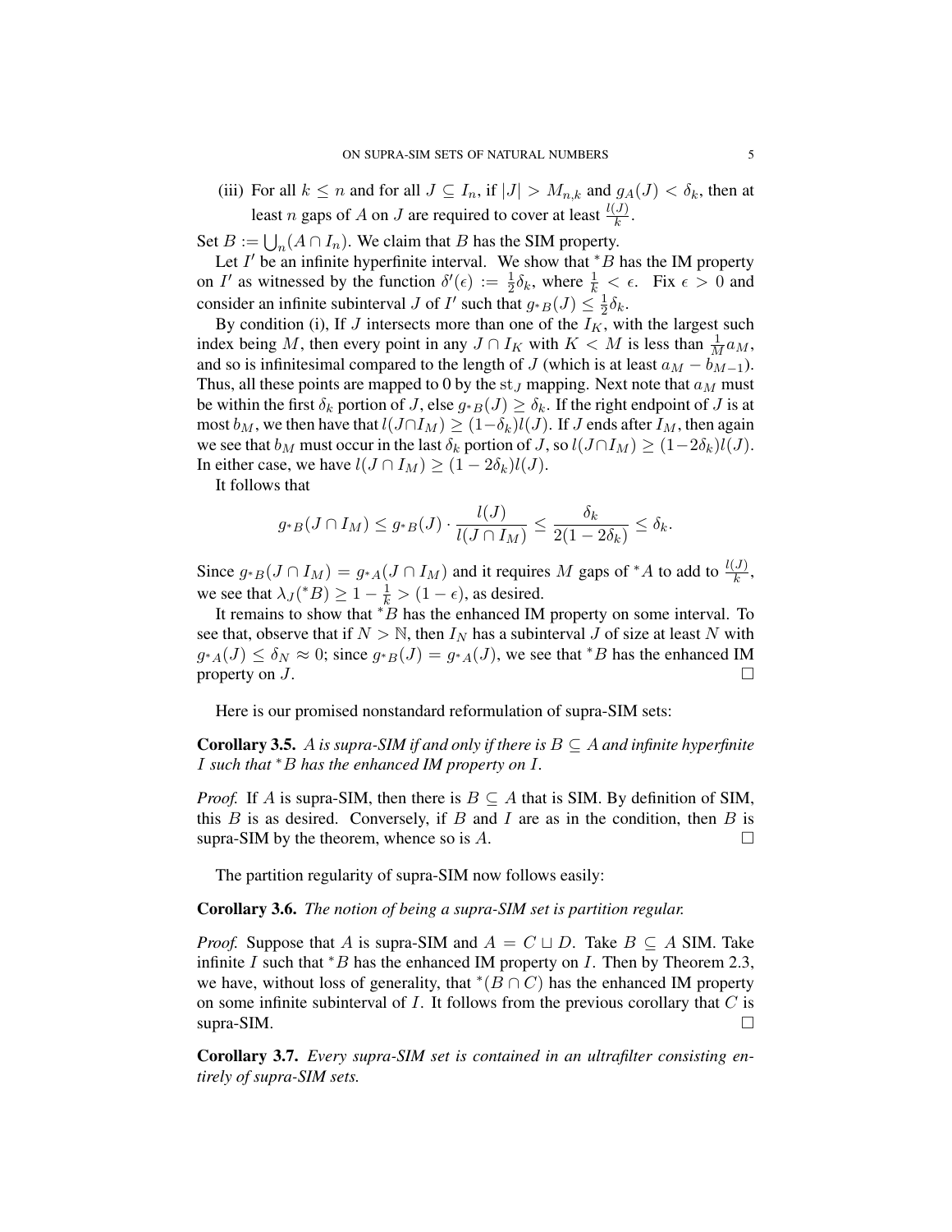(iii) For all $k \leq n$ and for all $J \subseteq I_n$, if $|J| > M_{n,k}$ and $g_A(J) < \delta_k$, then at least $n$ gaps of $A$ on $J$ are required to cover at least $\frac{l(J)}{k}$.

Set $B := \bigcup_n (A \cap I_n)$. We claim that $B$ has the SIM property.

Let $I'$ be an infinite hyperfinite interval. We show that ${}^*B$ has the IM property on $I'$ as witnessed by the function $\delta'(\epsilon) := \frac{1}{2}\delta_k$, where $\frac{1}{k} < \epsilon$. Fix $\epsilon > 0$ and consider an infinite subinterval $J$ of $I'$ such that $g_{{}^*B}(J) \leq \frac{1}{2}\delta_k$.

By condition (i), If $J$ intersects more than one of the $I_K$, with the largest such index being $M$, then every point in any $J \cap I_K$ with $K < M$ is less than $\frac{1}{M}a_M$, and so is infinitesimal compared to the length of $J$ (which is at least $a_M - b_{M-1}$). Thus, all these points are mapped to 0 by the $\mathrm{st}_J$ mapping. Next note that $a_M$ must be within the first $\delta_k$ portion of $J$, else $g_{{}^*B}(J) \geq \delta_k$. If the right endpoint of $J$ is at most $b_M$, we then have that $l(J \cap I_M) \geq (1-\delta_k)l(J)$. If $J$ ends after $I_M$, then again we see that $b_M$ must occur in the last $\delta_k$ portion of $J$, so $l(J \cap I_M) \geq (1-2\delta_k)l(J)$. In either case, we have $l(J \cap I_M) \geq (1-2\delta_k)l(J)$.

It follows that

$$g_{{}^*B}(J \cap I_M) \leq g_{{}^*B}(J) \cdot \frac{l(J)}{l(J \cap I_M)} \leq \frac{\delta_k}{2(1-2\delta_k)} \leq \delta_k.$$

Since $g_{{}^*B}(J \cap I_M) = g_{{}^*A}(J \cap I_M)$ and it requires $M$ gaps of ${}^*A$ to add to $\frac{l(J)}{k}$, we see that $\lambda_J({}^*B) \geq 1 - \frac{1}{k} > (1-\epsilon)$, as desired.

It remains to show that ${}^*B$ has the enhanced IM property on some interval. To see that, observe that if $N > \mathbb{N}$, then $I_N$ has a subinterval $J$ of size at least $N$ with $g_{{}^*A}(J) \leq \delta_N \approx 0$; since $g_{{}^*B}(J) = g_{{}^*A}(J)$, we see that ${}^*B$ has the enhanced IM property on $J$. $\square$

Here is our promised nonstandard reformulation of supra-SIM sets:

**Corollary 3.5.** *$A$ is supra-SIM if and only if there is $B \subseteq A$ and infinite hyperfinite $I$ such that ${}^*B$ has the enhanced IM property on $I$.*

*Proof.* If $A$ is supra-SIM, then there is $B \subseteq A$ that is SIM. By definition of SIM, this $B$ is as desired. Conversely, if $B$ and $I$ are as in the condition, then $B$ is supra-SIM by the theorem, whence so is $A$. $\square$

The partition regularity of supra-SIM now follows easily:

**Corollary 3.6.** *The notion of being a supra-SIM set is partition regular.*

*Proof.* Suppose that $A$ is supra-SIM and $A = C \sqcup D$. Take $B \subseteq A$ SIM. Take infinite $I$ such that ${}^*B$ has the enhanced IM property on $I$. Then by Theorem 2.3, we have, without loss of generality, that ${}^*(B \cap C)$ has the enhanced IM property on some infinite subinterval of $I$. It follows from the previous corollary that $C$ is supra-SIM. $\square$

**Corollary 3.7.** *Every supra-SIM set is contained in an ultrafilter consisting entirely of supra-SIM sets.*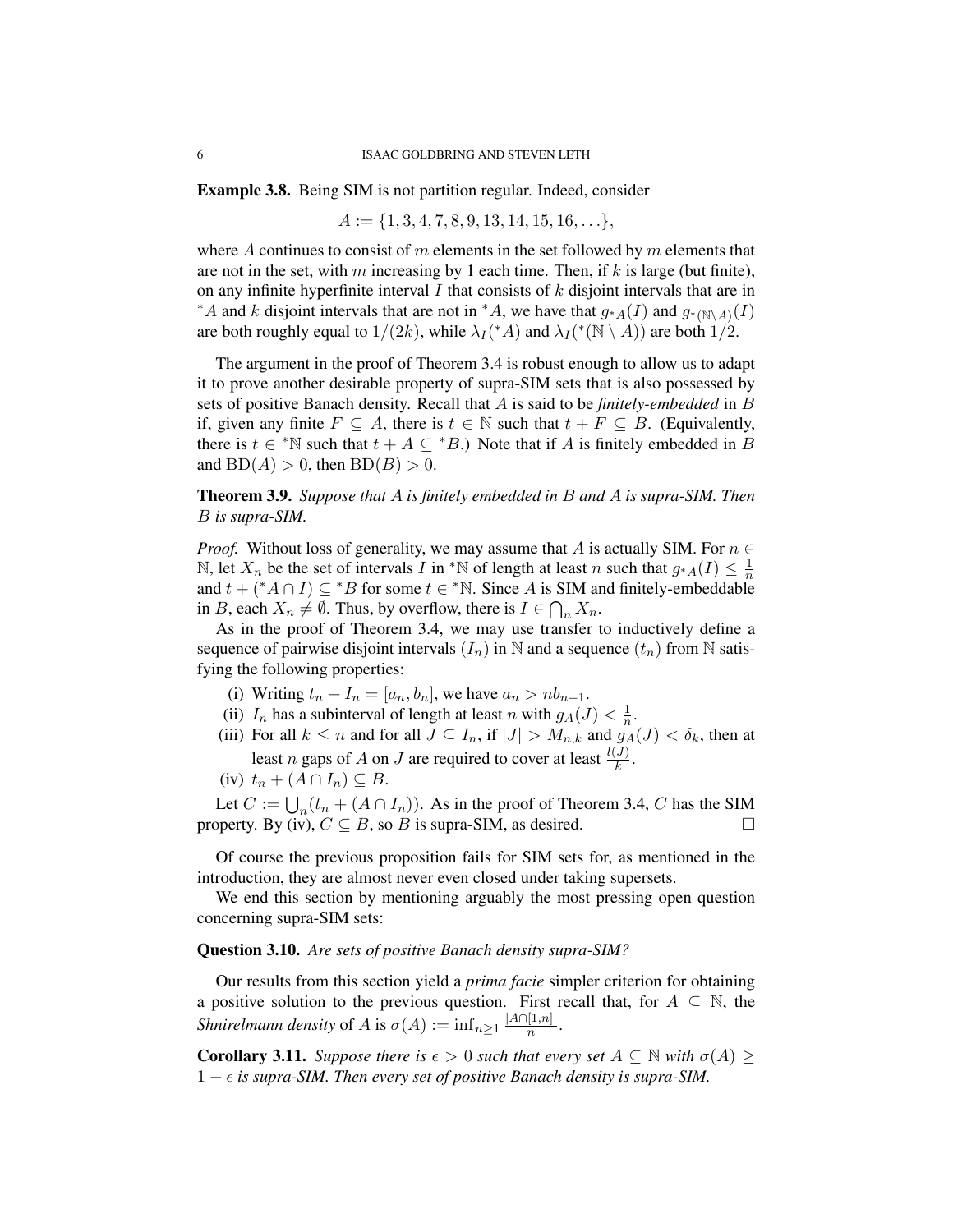**Example 3.8.** Being SIM is not partition regular. Indeed, consider

$$A := \{1, 3, 4, 7, 8, 9, 13, 14, 15, 16, \ldots\},$$

where $A$ continues to consist of $m$ elements in the set followed by $m$ elements that are not in the set, with $m$ increasing by 1 each time. Then, if $k$ is large (but finite), on any infinite hyperfinite interval $I$ that consists of $k$ disjoint intervals that are in ${}^*A$ and $k$ disjoint intervals that are not in ${}^*A$, we have that $g_{{}^*A}(I)$ and $g_{{}^*(\mathbb{N}\setminus A)}(I)$ are both roughly equal to $1/(2k)$, while $\lambda_I({}^*A)$ and $\lambda_I({}^*(\mathbb{N} \setminus A))$ are both $1/2$.

The argument in the proof of Theorem 3.4 is robust enough to allow us to adapt it to prove another desirable property of supra-SIM sets that is also possessed by sets of positive Banach density. Recall that $A$ is said to be *finitely-embedded* in $B$ if, given any finite $F \subseteq A$, there is $t \in \mathbb{N}$ such that $t + F \subseteq B$. (Equivalently, there is $t \in {}^*\mathbb{N}$ such that $t + A \subseteq {}^*B$.) Note that if $A$ is finitely embedded in $B$ and $\mathrm{BD}(A) > 0$, then $\mathrm{BD}(B) > 0$.

**Theorem 3.9.** *Suppose that $A$ is finitely embedded in $B$ and $A$ is supra-SIM. Then $B$ is supra-SIM.*

*Proof.* Without loss of generality, we may assume that $A$ is actually SIM. For $n \in \mathbb{N}$, let $X_n$ be the set of intervals $I$ in ${}^*\mathbb{N}$ of length at least $n$ such that $g_{{}^*A}(I) \leq \frac{1}{n}$ and $t + ({}^*A \cap I) \subseteq {}^*B$ for some $t \in {}^*\mathbb{N}$. Since $A$ is SIM and finitely-embeddable in $B$, each $X_n \neq \emptyset$. Thus, by overflow, there is $I \in \bigcap_n X_n$.

As in the proof of Theorem 3.4, we may use transfer to inductively define a sequence of pairwise disjoint intervals $(I_n)$ in $\mathbb{N}$ and a sequence $(t_n)$ from $\mathbb{N}$ satisfying the following properties:

(i) Writing $t_n + I_n = [a_n, b_n]$, we have $a_n > nb_{n-1}$.

(ii) $I_n$ has a subinterval of length at least $n$ with $g_A(J) < \frac{1}{n}$.

(iii) For all $k \leq n$ and for all $J \subseteq I_n$, if $|J| > M_{n,k}$ and $g_A(J) < \delta_k$, then at least $n$ gaps of $A$ on $J$ are required to cover at least $\frac{l(J)}{k}$.

(iv) $t_n + (A \cap I_n) \subseteq B$.

Let $C := \bigcup_n (t_n + (A \cap I_n))$. As in the proof of Theorem 3.4, $C$ has the SIM property. By (iv), $C \subseteq B$, so $B$ is supra-SIM, as desired. $\square$

Of course the previous proposition fails for SIM sets for, as mentioned in the introduction, they are almost never even closed under taking supersets.

We end this section by mentioning arguably the most pressing open question concerning supra-SIM sets:

**Question 3.10.** *Are sets of positive Banach density supra-SIM?*

Our results from this section yield a *prima facie* simpler criterion for obtaining a positive solution to the previous question. First recall that, for $A \subseteq \mathbb{N}$, the *Shnirelmann density* of $A$ is $\sigma(A) := \inf_{n \geq 1} \frac{|A \cap [1,n]|}{n}$.

**Corollary 3.11.** *Suppose there is $\epsilon > 0$ such that every set $A \subseteq \mathbb{N}$ with $\sigma(A) \geq 1 - \epsilon$ is supra-SIM. Then every set of positive Banach density is supra-SIM.*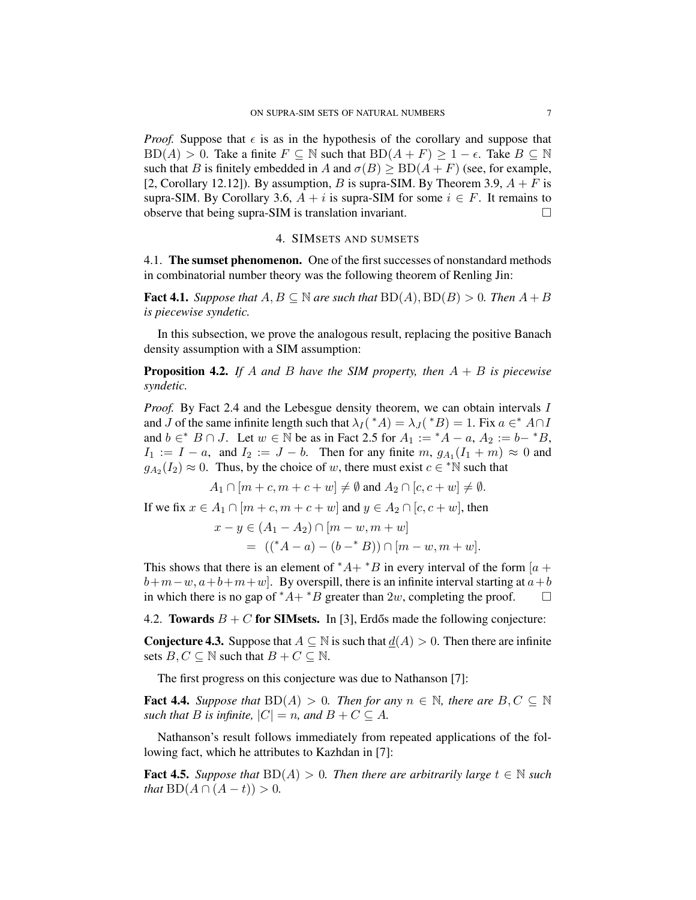*Proof.* Suppose that $\epsilon$ is as in the hypothesis of the corollary and suppose that $\mathrm{BD}(A) > 0$. Take a finite $F \subseteq \mathbb{N}$ such that $\mathrm{BD}(A+F) \geq 1-\epsilon$. Take $B \subseteq \mathbb{N}$ such that $B$ is finitely embedded in $A$ and $\sigma(B) \geq \mathrm{BD}(A+F)$ (see, for example, [2, Corollary 12.12]). By assumption, $B$ is supra-SIM. By Theorem 3.9, $A+F$ is supra-SIM. By Corollary 3.6, $A+i$ is supra-SIM for some $i \in F$. It remains to observe that being supra-SIM is translation invariant. $\square$

## 4. SIMsets and sumsets

**4.1. The sumset phenomenon.** One of the first successes of nonstandard methods in combinatorial number theory was the following theorem of Renling Jin:

**Fact 4.1.** *Suppose that $A, B \subseteq \mathbb{N}$ are such that $\mathrm{BD}(A), \mathrm{BD}(B) > 0$. Then $A+B$ is piecewise syndetic.*

In this subsection, we prove the analogous result, replacing the positive Banach density assumption with a SIM assumption:

**Proposition 4.2.** *If $A$ and $B$ have the SIM property, then $A+B$ is piecewise syndetic.*

*Proof.* By Fact 2.4 and the Lebesgue density theorem, we can obtain intervals $I$ and $J$ of the same infinite length such that $\lambda_I({}^*A) = \lambda_J({}^*B) = 1$. Fix $a \in^* A \cap I$ and $b \in^* B \cap J$. Let $w \in \mathbb{N}$ be as in Fact 2.5 for $A_1 := {}^*A - a$, $A_2 := b - {}^*B$, $I_1 := I - a$, and $I_2 := J - b$. Then for any finite $m$, $g_{A_1}(I_1 + m) \approx 0$ and $g_{A_2}(I_2) \approx 0$. Thus, by the choice of $w$, there must exist $c \in {}^*\mathbb{N}$ such that

$$A_1 \cap [m+c, m+c+w] \neq \emptyset \text{ and } A_2 \cap [c, c+w] \neq \emptyset.$$

If we fix $x \in A_1 \cap [m+c, m+c+w]$ and $y \in A_2 \cap [c, c+w]$, then

$$\begin{aligned} x - y &\in (A_1 - A_2) \cap [m-w, m+w] \\ &= (({}^*A - a) - (b - {}^*B)) \cap [m-w, m+w]. \end{aligned}$$

This shows that there is an element of ${}^*A + {}^*B$ in every interval of the form $[a+b+m-w, a+b+m+w]$. By overspill, there is an infinite interval starting at $a+b$ in which there is no gap of ${}^*A + {}^*B$ greater than $2w$, completing the proof. $\square$

**4.2. Towards $B+C$ for SIMsets.** In [3], Erdős made the following conjecture:

**Conjecture 4.3.** Suppose that $A \subseteq \mathbb{N}$ is such that $\underline{d}(A) > 0$. Then there are infinite sets $B, C \subseteq \mathbb{N}$ such that $B + C \subseteq \mathbb{N}$.

The first progress on this conjecture was due to Nathanson [7]:

**Fact 4.4.** *Suppose that $\mathrm{BD}(A) > 0$. Then for any $n \in \mathbb{N}$, there are $B, C \subseteq \mathbb{N}$ such that $B$ is infinite, $|C| = n$, and $B + C \subseteq A$.*

Nathanson's result follows immediately from repeated applications of the following fact, which he attributes to Kazhdan in [7]:

**Fact 4.5.** *Suppose that $\mathrm{BD}(A) > 0$. Then there are arbitrarily large $t \in \mathbb{N}$ such that $\mathrm{BD}(A \cap (A-t)) > 0$.*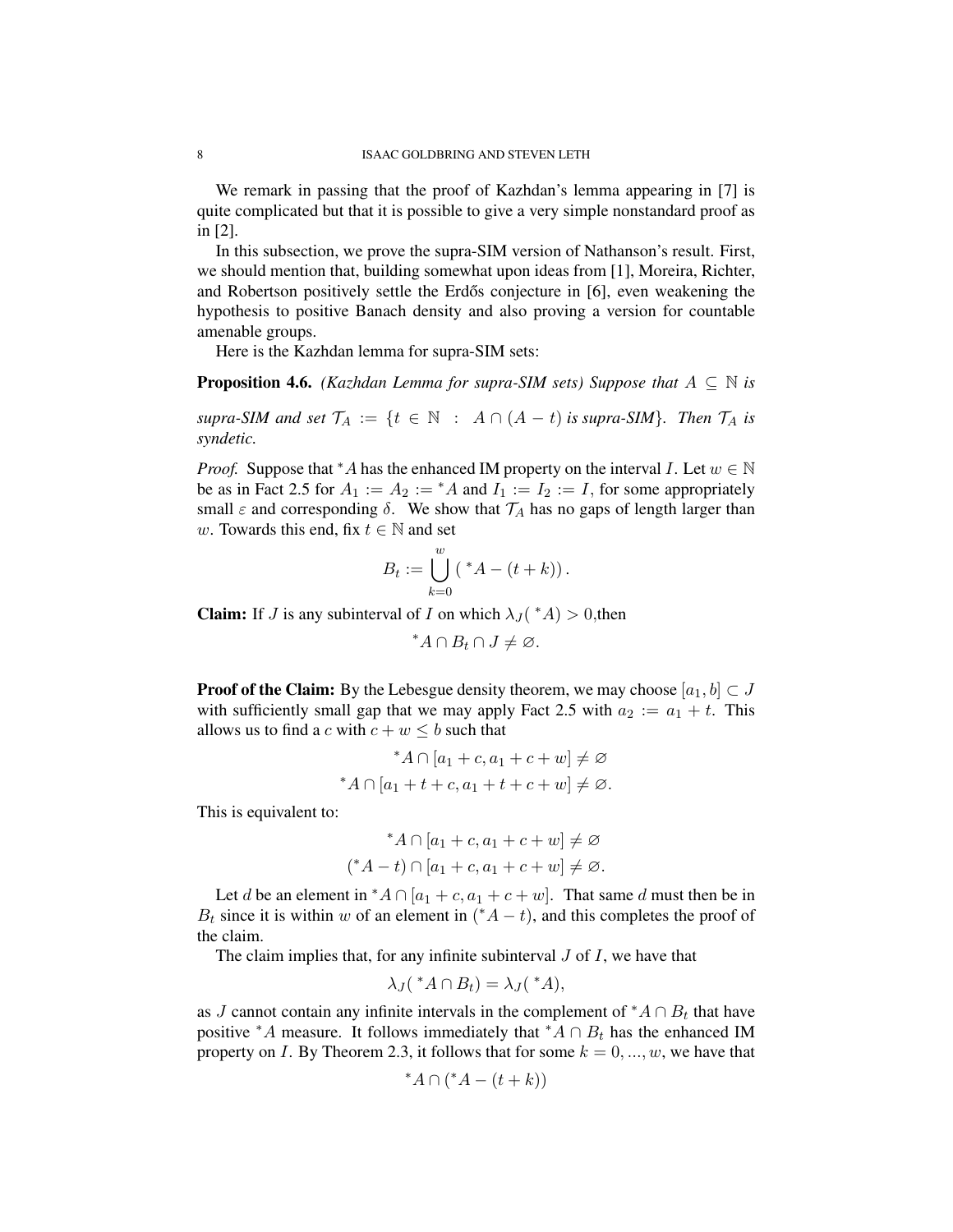We remark in passing that the proof of Kazhdan's lemma appearing in [7] is quite complicated but that it is possible to give a very simple nonstandard proof as in [2].

In this subsection, we prove the supra-SIM version of Nathanson's result. First, we should mention that, building somewhat upon ideas from [1], Moreira, Richter, and Robertson positively settle the Erdős conjecture in [6], even weakening the hypothesis to positive Banach density and also proving a version for countable amenable groups.

Here is the Kazhdan lemma for supra-SIM sets:

**Proposition 4.6.** *(Kazhdan Lemma for supra-SIM sets) Suppose that $A \subseteq \mathbb{N}$ is supra-SIM and set $\mathcal{T}_A := \{t \in \mathbb{N} \ : \ A \cap (A - t) \text{ is supra-SIM}\}$. Then $\mathcal{T}_A$ is syndetic.*

*Proof.* Suppose that ${}^*A$ has the enhanced IM property on the interval $I$. Let $w \in \mathbb{N}$ be as in Fact 2.5 for $A_1 := A_2 := {}^*A$ and $I_1 := I_2 := I$, for some appropriately small $\varepsilon$ and corresponding $\delta$. We show that $\mathcal{T}_A$ has no gaps of length larger than $w$. Towards this end, fix $t \in \mathbb{N}$ and set

$$B_t := \bigcup_{k=0}^{w} \left( {}^*A - (t+k) \right).$$

**Claim:** If $J$ is any subinterval of $I$ on which $\lambda_J({}^*A) > 0$,then

$${}^*A \cap B_t \cap J \neq \varnothing.$$

**Proof of the Claim:** By the Lebesgue density theorem, we may choose $[a_1, b] \subset J$ with sufficiently small gap that we may apply Fact 2.5 with $a_2 := a_1 + t$. This allows us to find a $c$ with $c + w \leq b$ such that

$${}^*A \cap [a_1 + c, a_1 + c + w] \neq \varnothing$$
$${}^*A \cap [a_1 + t + c, a_1 + t + c + w] \neq \varnothing.$$

This is equivalent to:

$${}^*A \cap [a_1 + c, a_1 + c + w] \neq \varnothing$$
$$({}^*A - t) \cap [a_1 + c, a_1 + c + w] \neq \varnothing.$$

Let $d$ be an element in ${}^*A \cap [a_1 + c, a_1 + c + w]$. That same $d$ must then be in $B_t$ since it is within $w$ of an element in $({}^*A - t)$, and this completes the proof of the claim.

The claim implies that, for any infinite subinterval $J$ of $I$, we have that

$$\lambda_J({}^*A \cap B_t) = \lambda_J({}^*A),$$

as $J$ cannot contain any infinite intervals in the complement of ${}^*A \cap B_t$ that have positive ${}^*A$ measure. It follows immediately that ${}^*A \cap B_t$ has the enhanced IM property on $I$. By Theorem 2.3, it follows that for some $k = 0, ..., w$, we have that

$${}^*A \cap ({}^*A - (t+k))$$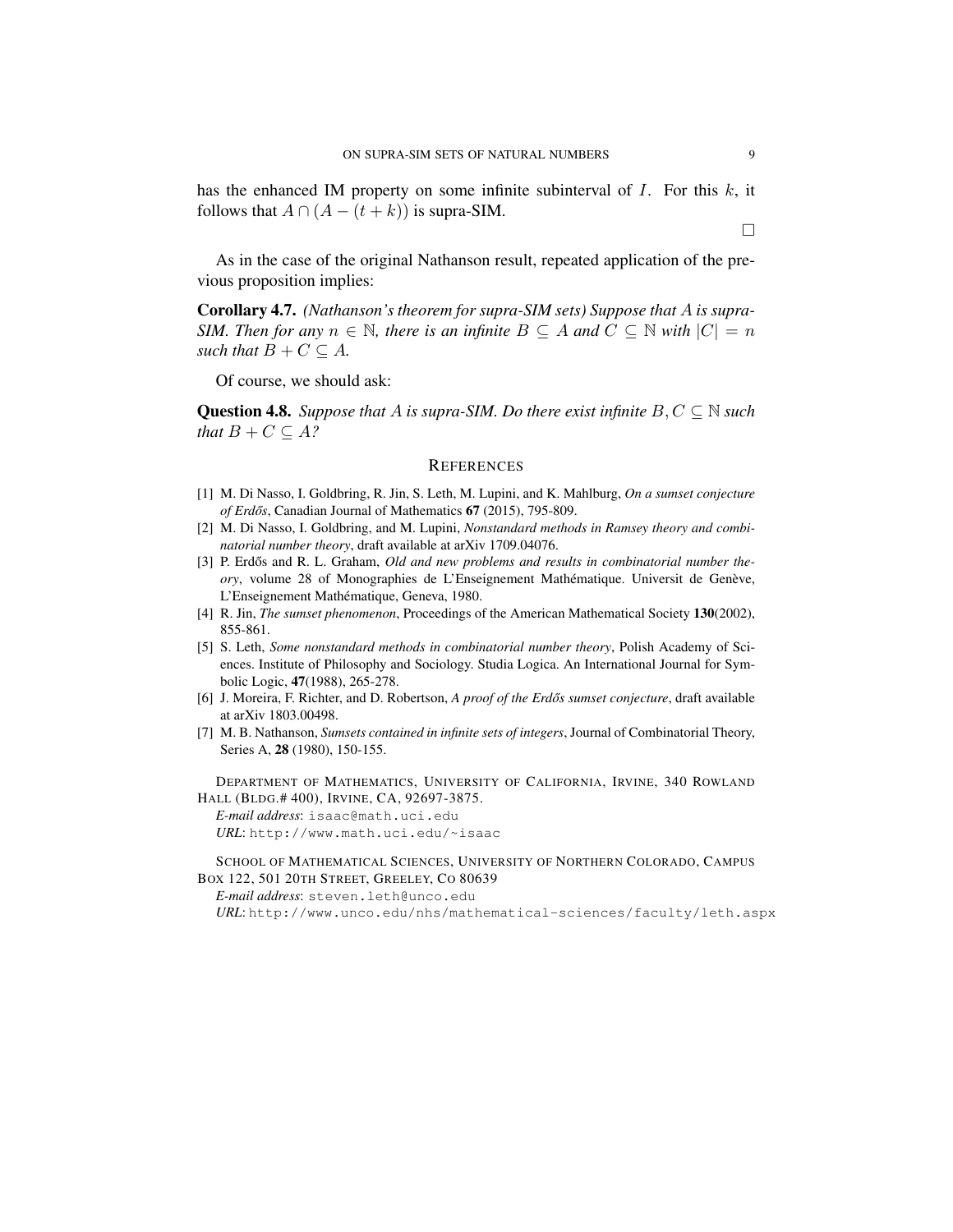has the enhanced IM property on some infinite subinterval of $I$. For this $k$, it follows that $A \cap (A - (t + k))$ is supra-SIM.

$\square$

As in the case of the original Nathanson result, repeated application of the previous proposition implies:

**Corollary 4.7.** *(Nathanson's theorem for supra-SIM sets) Suppose that $A$ is supra-SIM. Then for any $n \in \mathbb{N}$, there is an infinite $B \subseteq A$ and $C \subseteq \mathbb{N}$ with $|C| = n$ such that $B + C \subseteq A$.*

Of course, we should ask:

**Question 4.8.** *Suppose that $A$ is supra-SIM. Do there exist infinite $B, C \subseteq \mathbb{N}$ such that $B + C \subseteq A$?*

## REFERENCES

[1] M. Di Nasso, I. Goldbring, R. Jin, S. Leth, M. Lupini, and K. Mahlburg, *On a sumset conjecture of Erdős*, Canadian Journal of Mathematics **67** (2015), 795-809.

[2] M. Di Nasso, I. Goldbring, and M. Lupini, *Nonstandard methods in Ramsey theory and combinatorial number theory*, draft available at arXiv 1709.04076.

[3] P. Erdős and R. L. Graham, *Old and new problems and results in combinatorial number theory*, volume 28 of Monographies de L'Enseignement Mathématique. Universit de Genève, L'Enseignement Mathématique, Geneva, 1980.

[4] R. Jin, *The sumset phenomenon*, Proceedings of the American Mathematical Society **130**(2002), 855-861.

[5] S. Leth, *Some nonstandard methods in combinatorial number theory*, Polish Academy of Sciences. Institute of Philosophy and Sociology. Studia Logica. An International Journal for Symbolic Logic, **47**(1988), 265-278.

[6] J. Moreira, F. Richter, and D. Robertson, *A proof of the Erdős sumset conjecture*, draft available at arXiv 1803.00498.

[7] M. B. Nathanson, *Sumsets contained in infinite sets of integers*, Journal of Combinatorial Theory, Series A, **28** (1980), 150-155.

DEPARTMENT OF MATHEMATICS, UNIVERSITY OF CALIFORNIA, IRVINE, 340 ROWLAND HALL (BLDG.# 400), IRVINE, CA, 92697-3875.

*E-mail address*: isaac@math.uci.edu

*URL*: http://www.math.uci.edu/~isaac

SCHOOL OF MATHEMATICAL SCIENCES, UNIVERSITY OF NORTHERN COLORADO, CAMPUS BOX 122, 501 20TH STREET, GREELEY, CO 80639

*E-mail address*: steven.leth@unco.edu

*URL*: http://www.unco.edu/nhs/mathematical-sciences/faculty/leth.aspx